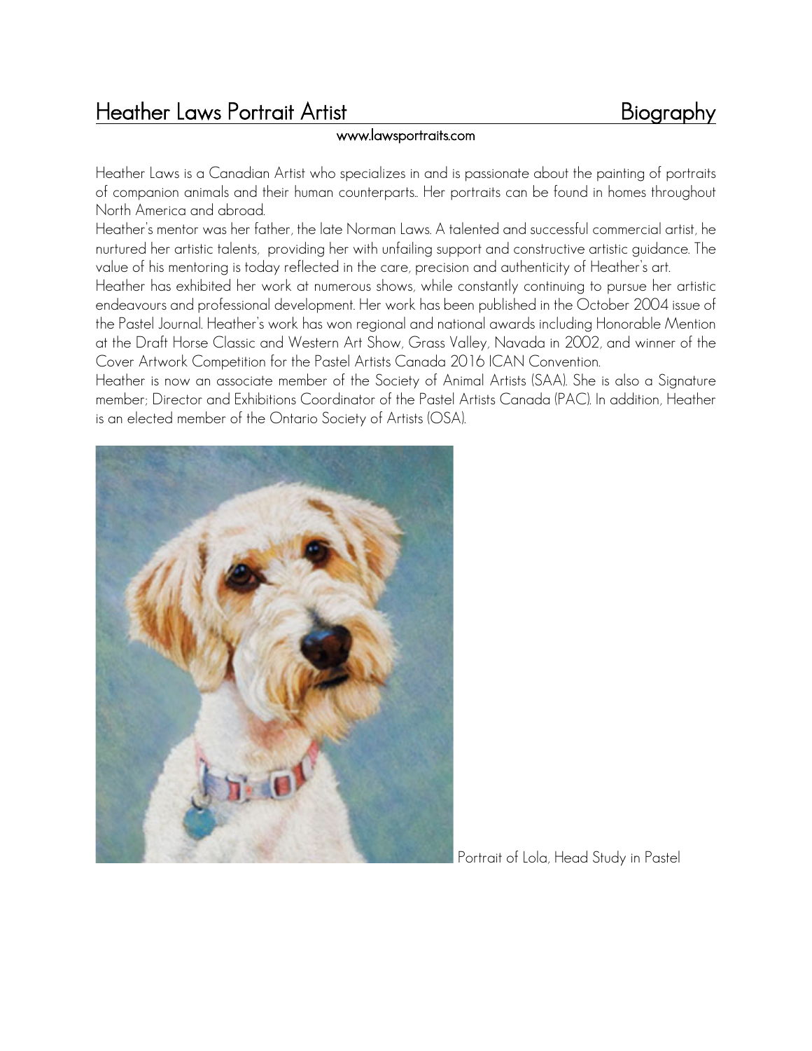# Heather Laws Portrait Artist — Biography

**www.lawsportraits.com**

Heather Laws is a Canadian Artist who specializes in and is passionate about the painting of portraits of companion animals and their human counterparts.. Her portraits can be found in homes throughout North America and abroad.

Heather's mentor was her father, the late Norman Laws. A talented and successful commercial artist, he nurtured her artistic talents, providing her with unfailing support and constructive artistic guidance. The value of his mentoring is today reflected in the care, precision and authenticity of Heather's art.

Heather has exhibited her work at numerous shows, while constantly continuing to pursue her artistic endeavours and professional development. Her work has been published in the October 2004 issue of the Pastel Journal. Heather's work has won regional and national awards including Honorable Mention at the Draft Horse Classic and Western Art Show, Grass Valley, Navada in 2002, and winner of the Cover Artwork Competition for the Pastel Artists Canada 2016 ICAN Convention.

Heather is now an associate member of the Society of Animal Artists (SAA). She is also a Signature member; Director and Exhibitions Coordinator of the Pastel Artists Canada (PAC). In addition, Heather is an elected member of the Ontario Society of Artists (OSA).

Portrait of Lola, Head Study in Pastel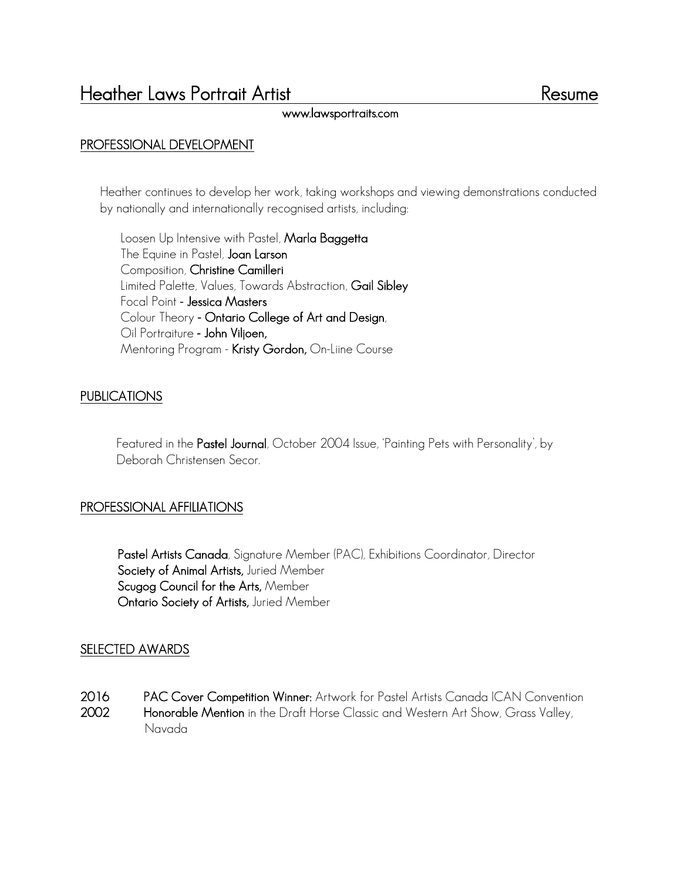# Heather Laws Portrait Artist Resume

www.lawsportraits.com

## PROFESSIONAL DEVELOPMENT

Heather continues to develop her work, taking workshops and viewing demonstrations conducted by nationally and internationally recognised artists, including:

Loosen Up Intensive with Pastel, **Marla Baggetta**
The Equine in Pastel, **Joan Larson**
Composition, **Christine Camilleri**
Limited Palette, Values, Towards Abstraction, **Gail Sibley**
Focal Point - **Jessica Masters**
Colour Theory - **Ontario College of Art and Design**,
Oil Portraiture - **John Viljoen,**
Mentoring Program - **Kristy Gordon,** On-Liine Course

## PUBLICATIONS

Featured in the **Pastel Journal**, October 2004 Issue, 'Painting Pets with Personality', by Deborah Christensen Secor.

## PROFESSIONAL AFFILIATIONS

**Pastel Artists Canada**, Signature Member (PAC), Exhibitions Coordinator, Director
**Society of Animal Artists,** Juried Member
**Scugog Council for the Arts,** Member
**Ontario Society of Artists,** Juried Member

## SELECTED AWARDS

**2016** **PAC Cover Competition Winner:** Artwork for Pastel Artists Canada ICAN Convention
**2002** **Honorable Mention** in the Draft Horse Classic and Western Art Show, Grass Valley, Navada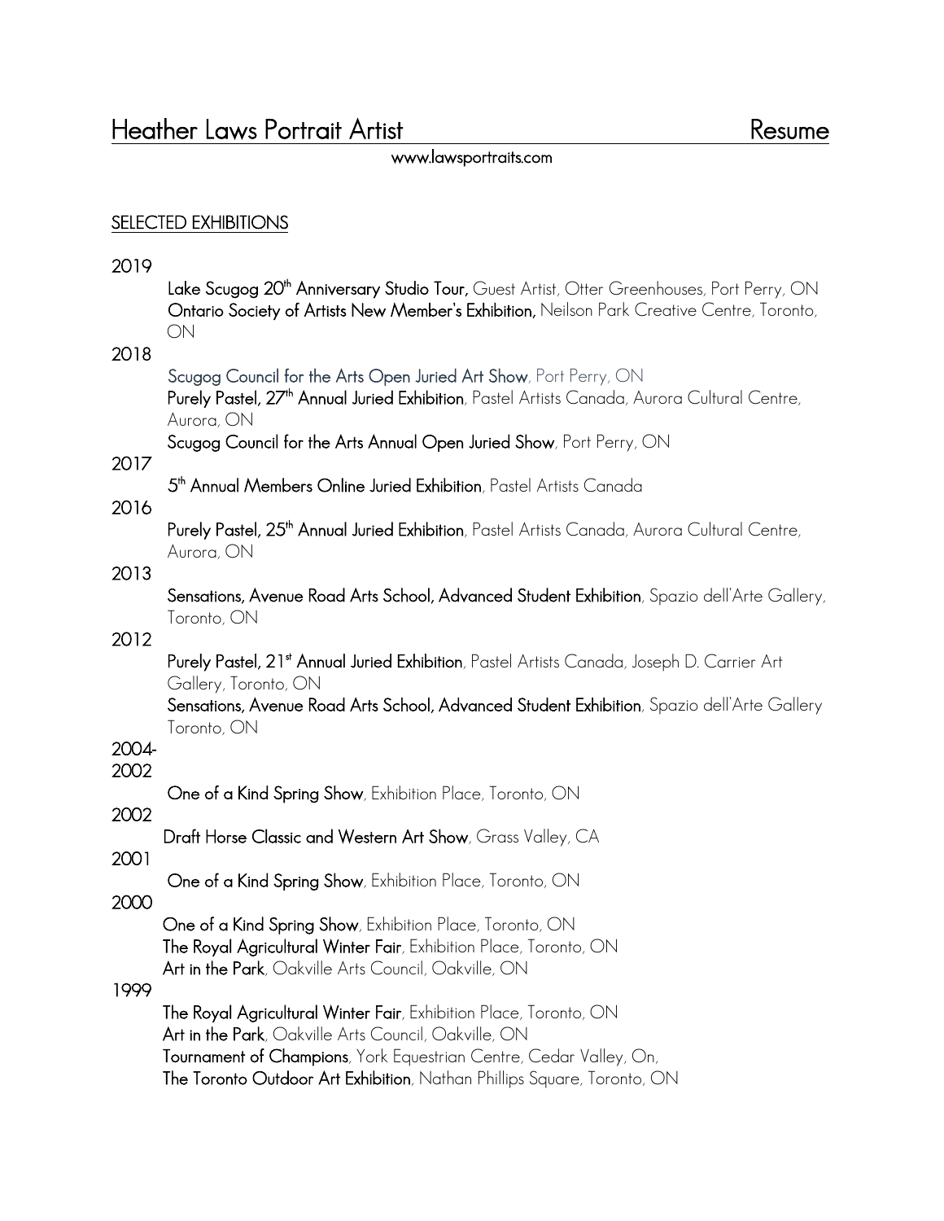# Heather Laws Portrait Artist — Resume

www.lawsportraits.com

## SELECTED EXHIBITIONS

**2019**

- **Lake Scugog 20th Anniversary Studio Tour,** Guest Artist, Otter Greenhouses, Port Perry, ON
- **Ontario Society of Artists New Member's Exhibition,** Neilson Park Creative Centre, Toronto, ON

**2018**

- **Scugog Council for the Arts Open Juried Art Show**, Port Perry, ON
- **Purely Pastel, 27th Annual Juried Exhibition**, Pastel Artists Canada, Aurora Cultural Centre, Aurora, ON
- **Scugog Council for the Arts Annual Open Juried Show**, Port Perry, ON

**2017**

- **5th Annual Members Online Juried Exhibition**, Pastel Artists Canada

**2016**

- **Purely Pastel, 25th Annual Juried Exhibition**, Pastel Artists Canada, Aurora Cultural Centre, Aurora, ON

**2013**

- **Sensations, Avenue Road Arts School, Advanced Student Exhibition**, Spazio dell'Arte Gallery, Toronto, ON

**2012**

- **Purely Pastel, 21st Annual Juried Exhibition**, Pastel Artists Canada, Joseph D. Carrier Art Gallery, Toronto, ON
- **Sensations, Avenue Road Arts School, Advanced Student Exhibition**, Spazio dell'Arte Gallery Toronto, ON

**2004-2002**

- **One of a Kind Spring Show**, Exhibition Place, Toronto, ON

**2002**

- **Draft Horse Classic and Western Art Show**, Grass Valley, CA

**2001**

- **One of a Kind Spring Show**, Exhibition Place, Toronto, ON

**2000**

- **One of a Kind Spring Show**, Exhibition Place, Toronto, ON
- **The Royal Agricultural Winter Fair**, Exhibition Place, Toronto, ON
- **Art in the Park**, Oakville Arts Council, Oakville, ON

**1999**

- **The Royal Agricultural Winter Fair**, Exhibition Place, Toronto, ON
- **Art in the Park**, Oakville Arts Council, Oakville, ON
- **Tournament of Champions**, York Equestrian Centre, Cedar Valley, On,
- **The Toronto Outdoor Art Exhibition**, Nathan Phillips Square, Toronto, ON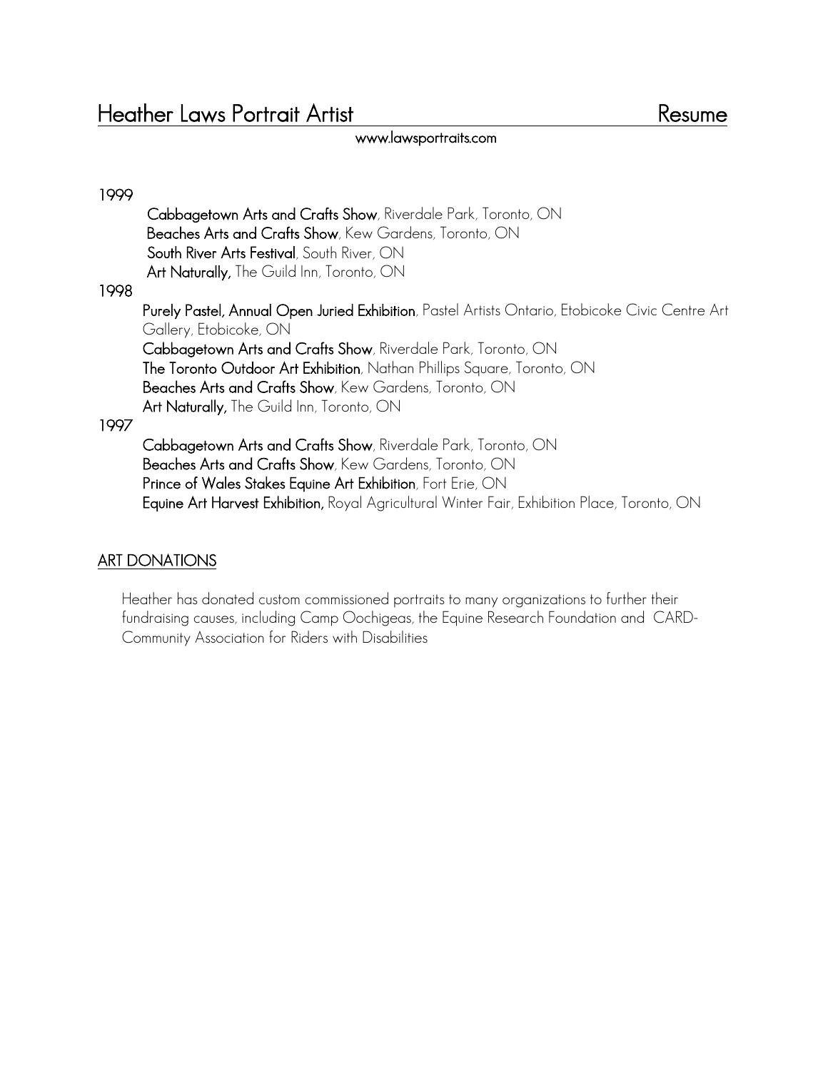# Heather Laws Portrait Artist — Resume

www.lawsportraits.com

**1999**

- **Cabbagetown Arts and Crafts Show**, Riverdale Park, Toronto, ON
- **Beaches Arts and Crafts Show**, Kew Gardens, Toronto, ON
- **South River Arts Festival**, South River, ON
- **Art Naturally,** The Guild Inn, Toronto, ON

**1998**

- **Purely Pastel, Annual Open Juried Exhibition**, Pastel Artists Ontario, Etobicoke Civic Centre Art Gallery, Etobicoke, ON
- **Cabbagetown Arts and Crafts Show**, Riverdale Park, Toronto, ON
- **The Toronto Outdoor Art Exhibition**, Nathan Phillips Square, Toronto, ON
- **Beaches Arts and Crafts Show**, Kew Gardens, Toronto, ON
- **Art Naturally,** The Guild Inn, Toronto, ON

**1997**

- **Cabbagetown Arts and Crafts Show**, Riverdale Park, Toronto, ON
- **Beaches Arts and Crafts Show**, Kew Gardens, Toronto, ON
- **Prince of Wales Stakes Equine Art Exhibition**, Fort Erie, ON
- **Equine Art Harvest Exhibition,** Royal Agricultural Winter Fair, Exhibition Place, Toronto, ON

## ART DONATIONS

Heather has donated custom commissioned portraits to many organizations to further their fundraising causes, including Camp Oochigeas, the Equine Research Foundation and CARD-Community Association for Riders with Disabilities